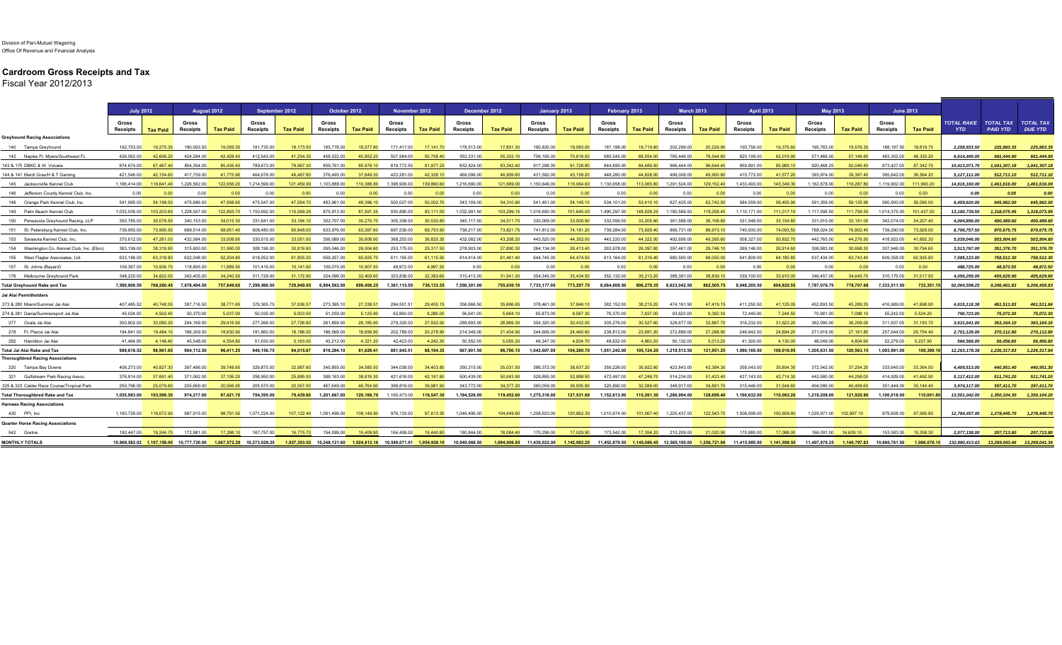Division of Pari-Mutuel Wagering
Office Of Revenue and Financial Analysis

# Cardroom Gross Receipts and Tax

## Fiscal Year 2012/2013

| | July 2012 | | August 2012 | | September 2012 | | October 2012 | | November 2012 | | December 2012 | | January 2013 | | February 2013 | | March 2013 | | April 2013 | | May 2013 | | June 2013 | | | | |
|---|---|---|---|---|---|---|---|---|---|---|---|---|---|---|---|---|---|---|---|---|---|---|---|---|---|---|---|
| | Gross Receipts | Tax Paid | Gross Receipts | Tax Paid | Gross Receipts | Tax Paid | Gross Receipts | Tax Paid | Gross Receipts | Tax Paid | Gross Receipts | Tax Paid | Gross Receipts | Tax Paid | Gross Receipts | Tax Paid | Gross Receipts | Tax Paid | Gross Receipts | Tax Paid | Gross Receipts | Tax Paid | Gross Receipts | Tax Paid | *TOTAL RAKE YTD* | *TOTAL TAX PAID YTD* | *TOTAL TAX DUE YTD* |
| **Greyhound Racing Associations** | | | | | | | | | | | | | | | | | | | | | | | | | | | |
| 140 Tampa Greyhound | 192,753.50 | 19,275.35 | 190,593.50 | 19,059.35 | 181,735.00 | 18,173.50 | 185,778.00 | 18,577.80 | 171,417.00 | 17,141.70 | 178,513.00 | 17,851.30 | 190,830.00 | 19,083.00 | 187,198.00 | 18,719.80 | 202,299.00 | 20,229.90 | 193,756.00 | 19,375.60 | 195,763.00 | 19,576.30 | 188,197.50 | 18,819.75 | *2,258,833.50* | *225,883.35* | *225,883.35* |
| 142 Naples Ft. Myers/Southwest FL | 426,062.00 | 42,606.20 | 424,284.00 | 42,428.40 | 412,543.00 | 41,254.30 | 458,522.00 | 45,852.20 | 507,584.00 | 50,758.40 | 553,331.00 | 55,333.10 | 706,165.00 | 70,616.50 | 685,545.00 | 68,554.50 | 765,446.00 | 76,544.60 | 620,199.00 | 62,019.90 | 571,466.00 | 57,146.60 | 483,302.00 | 48,330.20 | *6,614,449.00* | *661,444.90* | *661,444.90* |
| 143 & 175 DBKC & W. Volusia | 874,674.00 | 87,467.40 | 854,354.00 | 85,435.40 | 789,673.00 | 78,967.30 | 859,761.00 | 85,976.10 | 819,772.50 | 81,977.25 | 832,424.00 | 83,242.40 | 917,288.00 | 91,728.80 | 844,895.00 | 84,489.50 | 966,444.00 | 96,644.40 | 859,891.00 | 85,989.10 | 920,468.25 | 92,046.83 | 873,427.00 | 87,342.70 | *10,413,071.75* | *1,041,307.18* | *1,041,307.18* |
| 144 & 141 Mardi Gras/H & T Gaming | 421,546.00 | 42,154.60 | 417,759.00 | 41,775.90 | 464,678.00 | 46,467.80 | 376,493.00 | 37,649.30 | 423,281.00 | 42,328.10 | 469,096.00 | 46,909.60 | 431,582.00 | 43,158.20 | 448,280.00 | 44,828.00 | 499,008.00 | 49,900.80 | 415,772.00 | 41,577.20 | 393,974.00 | 39,397.40 | 365,642.00 | 36,564.20 | *5,127,111.00* | *512,711.10* | *512,711.10* |
| 145 Jacksonville Kennel Club | 1,166,414.00 | 116,641.40 | 1,226,562.00 | 122,656.20 | 1,214,599.00 | 121,459.90 | 1,103,888.00 | 110,388.80 | 1,398,906.00 | 139,890.60 | 1,216,690.00 | 121,669.00 | 1,150,646.00 | 115,064.60 | 1,130,658.00 | 113,065.80 | 1,291,524.00 | 129,152.40 | 1,433,493.00 | 143,349.30 | 1,162,878.00 | 116,287.80 | 1,119,902.00 | 111,990.20 | *14,616,160.00* | *1,461,616.00* | *1,461,616.00* |
| 146 Jefferson County Kennel Club, Inc. | 0.00 | 0.00 | 0.00 | 0.00 | 0.00 | 0.00 | 0.00 | 0.00 | 0.00 | 0.00 | 0.00 | 0.00 | 0.00 | 0.00 | 0.00 | 0.00 | 0.00 | 0.00 | 0.00 | 0.00 | 0.00 | 0.00 | 0.00 | 0.00 | *0.00* | *0.00* | *0.00* |
| 148 Orange Park Kennel Club, Inc. | 541,995.00 | 54,199.50 | 475,686.00 | 47,568.60 | 475,547.00 | 47,554.70 | 483,961.00 | 48,396.10 | 500,027.00 | 50,002.70 | 543,109.00 | 54,310.90 | 541,451.00 | 54,145.10 | 534,101.00 | 53,410.10 | 627,425.00 | 62,742.50 | 584,059.00 | 58,405.90 | 591,359.00 | 59,135.90 | 560,900.00 | 56,090.00 | *6,459,620.00* | *645,962.00* | *645,962.00* |
| 149 Palm Beach Kennel Club | 1,032,036.00 | 103,203.60 | 1,228,557.00 | 122,855.70 | 1,150,692.50 | 115,069.25 | 875,913.50 | 87,591.35 | 930,890.00 | 93,111.00 | 1,032,991.50 | 103,299.15 | 1,016,650.00 | 101,645.00 | 1,490,297.50 | 148,828.25 | 1,180,569.50 | 118,258.45 | 1,110,171.50 | 111,017.15 | 1,117,595.50 | 111,759.55 | 1,014,375.00 | 101,437.50 | *13,180,739.50* | *1,318,075.95* | *1,318,075.95* |
| 150 Pensacola Greyhound Racing, LLP | 350,785.00 | 35,078.50 | 340,153.00 | 34,015.30 | 331,641.00 | 33,164.10 | 302,707.00 | 30,270.70 | 305,308.00 | 30,530.80 | 345,117.00 | 34,511.70 | 330,009.00 | 33,000.90 | 332,056.00 | 33,205.60 | 361,588.00 | 36,158.80 | 331,548.00 | 33,154.80 | 331,910.00 | 33,191.00 | 342,074.00 | 34,207.40 | *4,004,896.00* | *400,489.60* | *400,489.60* |
| 151 St. Petersburg Kennel Club, Inc. | 739,955.00 | 73,995.50 | 689,514.00 | 68,951.40 | 608,480.00 | 60,848.00 | 633,976.00 | 63,397.60 | 697,539.00 | 69,753.90 | 738,217.50 | 73,821.75 | 741,812.00 | 74,181.20 | 739,284.00 | 73,928.40 | 869,731.00 | 86,973.10 | 740,935.00 | 74,093.50 | 768,024.00 | 76,802.40 | 739,290.00 | 73,929.00 | *8,706,757.50* | *870,675.75* | *870,675.75* |
| 153 Sarasota Kennel Club, Inc. | 370,612.00 | 47,261.00 | 432,084.00 | 33,008.60 | 330,515.00 | 33,051.50 | 356,089.00 | 35,608.90 | 368,253.00 | 36,825.30 | 432,082.00 | 43,208.20 | 443,520.00 | 44,352.00 | 443,220.00 | 44,322.00 | 492,656.00 | 49,265.60 | 508,327.00 | 50,832.70 | 442,765.00 | 44,276.50 | 418,923.00 | 41,892.30 | *5,039,046.00* | *503,904.60* | *503,904.60* |
| 154 Washington Co. Kennel Club, Inc. (Ebro) | 383,199.00 | 38,319.90 | 315,600.00 | 31,560.00 | 308,196.00 | 30,819.60 | 265,046.00 | 26,504.60 | 253,175.00 | 25,317.50 | 278,903.00 | 27,890.30 | 264,134.00 | 26,413.40 | 263,978.00 | 26,397.80 | 297,461.00 | 29,746.10 | 269,146.00 | 26,914.60 | 306,983.00 | 30,698.30 | 307,946.00 | 30,794.60 | *3,513,767.00* | *351,376.70* | *351,376.70* |
| 155 West Flagler Associates, Ltd. | 633,188.00 | 63,318.80 | 622,048.00 | 62,204.80 | 618,052.00 | 61,805.20 | 659,257.00 | 65,925.70 | 611,155.00 | 61,115.50 | 614,414.00 | 61,441.40 | 644,745.00 | 64,474.50 | 613,164.00 | 61,316.40 | 680,500.00 | 68,050.00 | 641,808.00 | 64,180.80 | 637,434.00 | 63,743.40 | 609,358.00 | 60,935.80 | *7,585,123.00* | *758,512.30* | *758,512.30* |
| 157 St. Johns (Bayard) | 109,367.00 | 10,936.70 | 118,895.00 | 11,889.50 | 101,416.00 | 10,141.60 | 109,075.00 | 10,907.50 | 49,972.00 | 4,997.20 | 0.00 | 0.00 | 0.00 | 0.00 | 0.00 | 0.00 | 0.00 | 0.00 | 0.00 | 0.00 | 0.00 | 0.00 | 0.00 | 0.00 | *488,725.00* | *48,872.50* | *48,872.50* |
| 176 Melbourne Greyhound Park | 348,220.00 | 34,822.00 | 342,405.00 | 34,240.50 | 311,729.00 | 31,172.90 | 324,096.00 | 32,409.60 | 323,836.00 | 32,383.60 | 315,413.00 | 31,541.30 | 354,345.00 | 35,434.50 | 352,132.00 | 35,213.20 | 388,391.00 | 38,839.10 | 339,100.00 | 33,910.00 | 346,457.00 | 34,645.70 | 310,175.00 | 31,017.50 | *4,056,299.00* | *405,629.90* | *405,629.90* |
| **Total Greyhound Rake and Tax** | **7,590,806.50** | **769,280.45** | **7,678,494.50** | **757,649.65** | **7,299,496.50** | **729,949.65** | **6,994,562.50** | **699,456.25** | **7,361,115.50** | **736,133.55** | **7,550,301.00** | **755,030.10** | **7,733,177.00** | **773,297.70** | **8,064,808.50** | **806,279.35** | **8,623,042.50** | **862,505.75** | **8,048,205.50** | **804,820.55** | **7,787,076.75** | **778,707.68** | **7,333,511.50** | **733,351.15** | ***92,064,598.25*** | ***9,206,461.83*** | ***9,206,459.83*** |
| **Jai Alai Permitholders** | | | | | | | | | | | | | | | | | | | | | | | | | | | |
| 273 & 280 Miami/Summer Jai Alai | 407,485.52 | 40,748.55 | 387,716.50 | 38,771.65 | 379,365.75 | 37,936.57 | 273,395.10 | 27,339.51 | 294,551.51 | 29,455.15 | 356,666.50 | 35,666.65 | 378,461.00 | 37,846.10 | 382,152.00 | 38,215.20 | 474,191.50 | 47,419.15 | 411,250.50 | 41,125.05 | 452,893.50 | 45,289.35 | 416,989.00 | 41,698.90 | *4,615,118.38* | *461,511.83* | *461,511.84* |
| 274 & 281 Dania/Summersport Jai Alai | 45,024.00 | 4,502.40 | 50,370.00 | 5,037.00 | 50,035.00 | 5,003.50 | 51,259.00 | 5,125.90 | 62,860.00 | 6,286.00 | 56,641.00 | 5,664.10 | 65,873.00 | 6,587.30 | 76,370.00 | 7,637.00 | 93,623.00 | 9,362.30 | 72,445.00 | 7,244.50 | 70,981.00 | 7,098.10 | 55,242.00 | 5,524.20 | *750,723.00* | *75,072.30* | *75,072.30* |
| 277 Ocala Jai Alai | 300,802.00 | 30,080.20 | 294,169.00 | 29,416.90 | 277,266.00 | 27,726.60 | 261,859.00 | 26,185.90 | 279,320.00 | 27,932.00 | 289,693.00 | 28,969.30 | 304,320.00 | 30,432.00 | 305,276.00 | 30,527.60 | 328,677.00 | 32,867.70 | 316,232.00 | 31,623.20 | 362,090.00 | 36,209.00 | 311,937.00 | 31,193.70 | *3,631,641.00* | *363,164.10* | *363,164.10* |
| 278 Ft. Pierce Jai Alai | 194,841.00 | 19,484.10 | 186,309.00 | 18,630.90 | 181,860.00 | 18,186.00 | 186,569.00 | 18,656.90 | 202,789.00 | 20,278.90 | 214,349.00 | 21,434.90 | 244,606.00 | 24,460.60 | 238,812.00 | 23,881.20 | 272,889.00 | 27,288.90 | 248,942.00 | 24,894.20 | 271,618.00 | 27,161.80 | 257,544.00 | 25,754.40 | *2,701,128.00* | *270,112.80* | *270,112.80* |
| 282 Hamilton Jai Alai | 41,464.00 | 4,146.40 | 45,548.00 | 4,554.80 | 51,630.00 | 5,163.00 | 43,212.00 | 4,321.20 | 42,423.00 | 4,242.30 | 50,552.00 | 5,055.20 | 49,347.00 | 4,934.70 | 48,632.00 | 4,863.20 | 50,132.00 | 5,013.20 | 41,300.00 | 4,130.00 | 48,049.00 | 4,804.90 | 52,279.00 | 5,227.90 | *564,568.00* | *56,456.80* | *56,456.80* |
| **Total Jai Alai Rake and Tax** | **989,616.52** | **98,961.65** | **964,112.50** | **96,411.25** | **940,156.75** | **94,015.67** | **816,294.10** | **81,629.41** | **881,943.51** | **88,194.35** | **967,901.50** | **96,790.15** | **1,042,607.00** | **104,260.70** | **1,051,242.00** | **105,124.20** | **1,219,512.50** | **121,951.25** | **1,090,169.50** | **109,016.95** | **1,205,631.50** | **120,563.15** | **1,093,991.00** | **109,399.10** | ***12,263,178.38*** | ***1,226,317.83*** | ***1,226,317.84*** |
| **Thoroughbred Racing Associations** | | | | | | | | | | | | | | | | | | | | | | | | | | | |
| 320 Tampa Bay Downs | 408,273.00 | 40,827.30 | 397,486.00 | 39,748.60 | 329,875.00 | 32,987.60 | 345,855.00 | 34,585.50 | 344,038.00 | 34,403.80 | 350,315.00 | 35,031.50 | 386,372.00 | 38,637.20 | 359,226.00 | 35,922.60 | 423,843.00 | 42,384.30 | 358,043.00 | 35,804.30 | 372,542.00 | 37,254.20 | 333,645.00 | 33,364.50 | *4,409,513.00* | *440,951.30* | *440,951.30* |
| 321 Gulfstream Park Racing Assoc. | 376,914.00 | 37,691.40 | 371,062.00 | 37,106.20 | 258,950.00 | 25,895.00 | 388,163.00 | 38,816.30 | 421,616.00 | 42,161.60 | 500,439.00 | 50,043.90 | 528,885.00 | 52,888.50 | 472,497.00 | 47,249.70 | 514,234.00 | 51,423.40 | 427,143.00 | 42,714.30 | 442,580.00 | 44,258.00 | 414,929.00 | 41,492.90 | *5,117,412.00* | *511,741.20* | *511,741.20* |
| 325 & 323 Calder Race Course/Tropical Park | 250,796.00 | 25,079.60 | 205,669.00 | 20,566.90 | 205,570.00 | 20,557.00 | 467,649.00 | 46,764.90 | 399,819.00 | 39,981.90 | 343,772.00 | 34,377.20 | 360,059.00 | 36,005.90 | 320,890.00 | 32,089.00 | 348,917.00 | 34,891.70 | 315,446.00 | 31,544.60 | 404,086.00 | 40,408.60 | 351,444.00 | 35,144.40 | *3,974,117.00* | *397,411.70* | *397,411.70* |
| **Total Thoroughbred Rake and Tax** | **1,035,983.00** | **103,598.30** | **974,217.00** | **97,421.70** | **794,395.00** | **79,439.60** | **1,201,667.00** | **120,166.70** | **1,165,473.00** | **116,547.30** | **1,194,526.00** | **119,452.60** | **1,275,316.00** | **127,531.60** | **1,152,613.00** | **115,261.30** | **1,286,994.00** | **128,699.40** | **1,100,632.00** | **110,063.20** | **1,219,208.00** | **121,920.80** | **1,100,018.00** | **110,001.80** | ***13,501,042.00*** | ***1,350,104.20*** | ***1,350,104.20*** |
| **Harness Racing Associations** | | | | | | | | | | | | | | | | | | | | | | | | | | | |
| 430 PPI, Inc. | 1,160,729.00 | 116,072.90 | 987,915.00 | 98,791.50 | 1,071,224.00 | 107,122.40 | 1,081,499.00 | 108,149.90 | 976,133.00 | 97,613.30 | 1,046,496.00 | 104,649.60 | 1,208,623.00 | 120,862.30 | 1,010,674.00 | 101,067.40 | 1,225,437.00 | 122,543.70 | 1,006,098.00 | 100,609.80 | 1,029,971.00 | 102,997.10 | 979,658.00 | 97,965.80 | *12,784,457.00* | *1,278,445.70* | *1,278,445.70* |
| **Quarter Horse Racing Associations** | | | | | | | | | | | | | | | | | | | | | | | | | | | |
| 542 Gretna | 192,447.00 | 19,244.70 | 172,981.00 | 17,298.10 | 167,757.00 | 16,775.70 | 154,099.00 | 15,409.90 | 164,406.00 | 16,440.60 | 180,844.00 | 18,084.40 | 170,299.00 | 17,029.90 | 173,542.00 | 17,354.20 | 210,209.00 | 21,020.90 | 170,880.00 | 17,088.00 | 166,091.00 | 16,609.10 | 153,583.00 | 15,358.30 | *2,077,138.00* | *207,713.80* | *207,713.80* |
| **MONTHLY TOTALS** | **10,969,582.02** | **1,107,158.00** | **10,777,720.00** | **1,067,572.20** | **10,273,029.25** | **1,027,303.02** | **10,248,121.60** | **1,024,812.16** | **10,549,071.01** | **1,054,929.10** | **10,940,068.50** | **1,094,006.85** | **11,430,022.00** | **1,142,982.20** | **11,452,879.50** | **1,145,086.45** | **12,565,195.00** | **1,256,721.00** | **11,415,985.00** | **1,141,598.50** | **11,407,978.25** | **1,140,797.83** | **10,660,761.50** | **1,066,076.15** | ***132,690,413.63*** | ***13,269,043.46*** | ***13,269,041.36*** |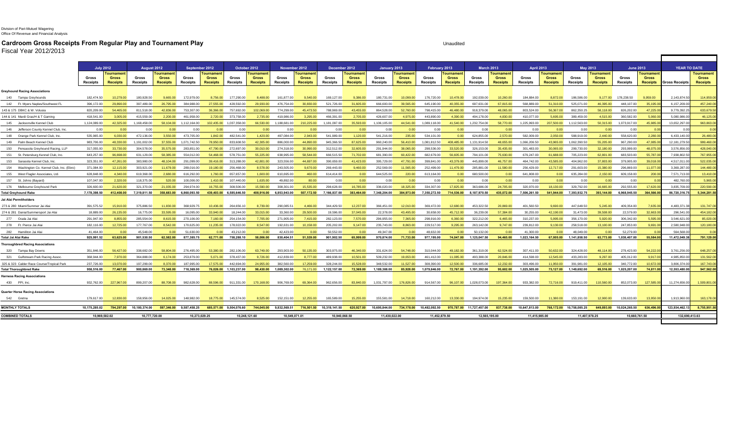Division of Pari-Mutuel Wagering
Office Of Revenue and Financial Analysis

# Cardroom Gross Receipts From Regular Play and Tournament Play

Unaudited

Fiscal Year 2012/2013

| | July 2012 | | August 2012 | | September 2012 | | October 2012 | | November 2012 | | December 2012 | | January 2013 | | February 2013 | | March 2013 | | April 2013 | | May 2013 | | June 2013 | | YEAR TO DATE | |
|---|---|---|---|---|---|---|---|---|---|---|---|---|---|---|---|---|---|---|---|---|---|---|---|---|---|---|
| | Gross Receipts | Tournament Gross Receipts | Gross Receipts | Tournament Gross Receipts | Gross Receipts | Tournament Gross Receipts | Gross Receipts | Tournament Gross Receipts | Gross Receipts | Tournament Gross Receipts | Gross Receipts | Tournament Gross Receipts | Gross Receipts | Tournament Gross Receipts | Gross Receipts | Tournament Gross Receipts | Gross Receipts | Tournament Gross Receipts | Gross Receipts | Tournament Gross Receipts | Gross Receipts | Tournament Gross Receipts | Gross Receipts | Tournament Gross Receipts | Gross Receipts | Tournament Gross Receipts |
| **Greyhound Racing Associations** | | | | | | | | | | | | | | | | | | | | | | | | | | |
| 140 Tampa Greyhounds | 182,474.50 | 10,279.00 | 180,928.50 | 9,665.00 | 172,979.00 | 8,756.00 | 177,290.00 | 8,488.00 | 161,877.00 | 9,540.00 | 169,127.00 | 9,386.00 | 180,731.00 | 10,099.00 | 176,720.00 | 10,478.00 | 192,039.00 | 10,260.00 | 184,884.00 | 8,872.00 | 186,586.00 | 9,177.00 | 178,238.50 | 9,959.00 | 2,143,874.50 | 114,959.00 |
| 142 Ft. Myers Naples/Southwest FL | 396,172.00 | 29,890.00 | 397,489.00 | 26,795.00 | 384,988.00 | 27,555.00 | 428,592.00 | 29,930.00 | 476,754.00 | 30,830.00 | 521,726.00 | 31,605.00 | 666,600.00 | 39,565.00 | 645,190.00 | 40,355.00 | 697,631.00 | 67,815.00 | 568,889.00 | 51,310.00 | 525,071.00 | 46,395.00 | 448,107.00 | 35,195.00 | 6,157,209.00 | 457,240.00 |
| 143 & 175 DBKC & W. Volusia | 820,209.00 | 54,465.00 | 811,518.00 | 42,836.00 | 753,307.00 | 36,366.00 | 757,692.00 | 102,069.00 | 774,299.00 | 45,473.50 | 788,969.00 | 43,455.00 | 864,528.00 | 52,760.00 | 798,415.00 | 46,480.00 | 918,379.00 | 48,065.00 | 803,524.00 | 56,367.00 | 862,350.25 | 58,118.00 | 826,202.00 | 47,225.00 | 9,779,392.25 | 633,679.50 |
| 144 & 141 Mardi Gras/H & T Gaming | 418,541.00 | 3,005.00 | 415,559.00 | 2,200.00 | 461,958.00 | 2,720.00 | 373,758.00 | 2,735.00 | 419,986.00 | 3,295.00 | 466,391.00 | 2,705.00 | 426,607.00 | 4,975.00 | 443,890.00 | 4,390.00 | 494,178.00 | 4,830.00 | 410,077.00 | 5,695.00 | 389,459.00 | 4,515.00 | 360,582.00 | 5,060.00 | 5,080,986.00 | 46,125.00 |
| 145 Jacksonville Kennel Club | 1,124,089.00 | 42,325.00 | 1,168,458.00 | 58,104.00 | 1,112,164.00 | 102,435.00 | 1,037,358.00 | 66,530.00 | 1,188,681.00 | 210,225.00 | 1,181,097.00 | 35,593.00 | 1,106,105.00 | 44,541.00 | 1,089,118.00 | 41,540.00 | 1,232,754.00 | 58,770.00 | 1,225,993.00 | 207,500.00 | 1,112,563.00 | 50,315.00 | 1,073,917.00 | 45,985.00 | 13,652,297.00 | 963,863.00 |
| 146 Jefferson County Kennel Club, Inc. | 0.00 | 0.00 | 0.00 | 0.00 | 0.00 | 0.00 | 0.00 | 0.00 | 0.00 | 0.00 | 0.00 | 0.00 | 0.00 | 0.00 | 0.00 | 0.00 | 0.00 | 0.00 | 0.00 | 0.00 | 0.00 | 0.00 | 0.00 | 0.00 | 0.00 | 0.00 |
| 148 Orange Park Kennel Club, Inc. | 535,965.00 | 6,030.00 | 472,136.00 | 3,550.00 | 473,705.00 | 1,842.00 | 482,541.00 | 1,420.00 | 497,084.00 | 2,943.00 | 541,989.00 | 1,120.00 | 541,216.00 | 235.00 | 534,101.00 | 0.00 | 624,855.00 | 2,570.00 | 582,009.00 | 2,050.00 | 588,919.00 | 2,440.00 | 558,620.00 | 2,280.00 | 6,433,140.00 | 26,480.00 |
| 149 Palm Beach Kennel Club | 983,706.00 | 48,330.00 | 1,191,002.00 | 37,555.00 | 1,071,742.50 | 78,950.00 | 833,608.50 | 42,305.00 | 886,000.00 | 44,890.00 | 945,366.50 | 87,625.00 | 960,240.00 | 56,410.00 | 1,081,812.50 | 408,485.00 | 1,131,914.50 | 48,655.00 | 1,066,206.50 | 43,965.00 | 1,062,390.50 | 55,205.00 | 967,290.00 | 47,085.00 | 12,181,279.50 | 999,460.00 |
| 150 Pensacola Greyhound Racing, LLP | 317,055.00 | 33,730.00 | 304,578.00 | 35,575.00 | 283,851.00 | 47,790.00 | 272,697.00 | 30,010.00 | 274,318.00 | 30,990.00 | 312,512.00 | 32,605.00 | 291,944.00 | 38,065.00 | 298,536.00 | 33,520.00 | 326,153.00 | 35,435.00 | 301,483.00 | 30,065.00 | 299,730.00 | 32,180.00 | 293,999.00 | 48,075.00 | 3,576,856.00 | 428,040.00 |
| 151 St. Petersburg Kennel Club, Inc. | 643,257.00 | 96,698.00 | 631,129.00 | 58,385.00 | 554,012.00 | 54,468.00 | 578,751.00 | 55,225.00 | 638,995.00 | 58,544.00 | 666,515.50 | 71,702.00 | 681,390.00 | 60,422.00 | 682,679.00 | 56,605.00 | 794,101.00 | 75,630.00 | 679,247.00 | 61,688.00 | 705,223.00 | 62,801.00 | 683,503.00 | 55,787.00 | 7,938,802.50 | 767,955.00 |
| 153 Sarasota Kennel Club, Inc. | 323,351.00 | 47,261.00 | 383,980.00 | 48,104.00 | 291,099.00 | 39,416.00 | 313,288.00 | 42,801.00 | 323,556.00 | 44,697.00 | 390,659.00 | 41,423.00 | 395,729.00 | 47,791.00 | 399,841.00 | 43,379.00 | 445,899.00 | 46,757.00 | 464,742.00 | 43,585.00 | 404,962.00 | 37,803.00 | 379,905.00 | 39,018.00 | 4,517,011.00 | 522,035.00 |
| 154 Washington Co. Kennel Club, Inc. (Ebro) | 371,084.00 | 12,115.00 | 303,921.00 | 11,679.00 | 289,016.00 | 19,180.00 | 256,468.00 | 8,578.00 | 243,505.00 | 9,670.00 | 269,443.00 | 9,460.00 | 252,569.00 | 11,565.00 | 252,499.00 | 11,479.00 | 285,881.00 | 11,580.00 | 256,429.00 | 12,717.00 | 291,603.00 | 15,380.00 | 296,869.00 | 11,077.00 | 3,369,287.00 | 144,480.00 |
| 155 West Flagler Associates, Ltd. | 628,848.00 | 4,340.00 | 619,368.00 | 2,680.00 | 616,292.00 | 1,760.00 | 657,657.00 | 1,600.00 | 610,695.00 | 460.00 | 614,414.00 | 0.00 | 644,525.00 | 220.00 | 613,164.00 | 0.00 | 680,500.00 | 0.00 | 641,808.00 | 0.00 | 635,284.00 | 2,150.00 | 609,158.00 | 200.00 | 7,571,713.00 | 13,410.00 |
| 157 St. Johns (Bayard) | 107,047.00 | 2,320.00 | 118,375.00 | 520.00 | 100,006.00 | 1,410.00 | 107,440.00 | 1,635.00 | 49,892.00 | 80.00 | 0.00 | 0.00 | 0.00 | 0.00 | 0.00 | 0.00 | 0.00 | 0.00 | 0.00 | 0.00 | 0.00 | 0.00 | 0.00 | 0.00 | 482,760.00 | 5,965.00 |
| 176 Melbourne Greyhound Park | 326,600.00 | 21,620.00 | 321,370.00 | 21,035.00 | 294,974.00 | 16,755.00 | 308,506.00 | 15,590.00 | 308,301.00 | 15,535.00 | 298,628.00 | 16,785.00 | 336,020.00 | 18,325.00 | 334,307.00 | 17,825.00 | 363,686.00 | 24,705.00 | 320,970.00 | 18,130.00 | 329,792.00 | 16,665.00 | 292,555.00 | 17,620.00 | 3,835,709.00 | 220,590.00 |
| **Total Greyhound Rake** | 7,178,398.50 | 412,408.00 | 7,319,811.50 | 358,683.00 | 6,860,093.50 | 439,403.00 | 6,585,646.50 | 408,916.00 | 6,853,943.00 | 507,172.50 | 7,166,837.00 | 383,464.00 | 7,348,204.00 | 384,973.00 | 7,350,272.50 | 714,536.00 | 8,187,970.50 | 435,072.00 | 7,506,261.50 | 541,944.00 | 7,393,932.75 | 393,144.00 | 6,968,945.50 | 364,566.00 | 86,720,316.75 | 5,344,281.50 |
| **Jai Alai Permitholders** | | | | | | | | | | | | | | | | | | | | | | | | | | |
| 273 & 280 Miami/Summer Jai Alai | 391,575.52 | 15,910.00 | 375,886.50 | 11,830.00 | 368,929.75 | 10,436.00 | 264,656.10 | 8,739.00 | 290,085.51 | 4,466.00 | 344,429.50 | 12,237.00 | 366,451.00 | 12,010.00 | 369,472.00 | 12,680.00 | 453,322.50 | 20,869.00 | 401,560.50 | 9,690.00 | 447,648.50 | 5,245.00 | 409,354.00 | 7,635.00 | 4,483,371.38 | 131,747.00 |
| 274 & 281 Dania/Summersport Jai Alai | 18,889.00 | 26,135.00 | 16,775.00 | 33,595.00 | 16,095.00 | 33,940.00 | 18,244.00 | 33,015.00 | 33,360.00 | 29,500.00 | 19,596.00 | 37,045.00 | 22,378.00 | 43,495.00 | 30,658.00 | 45,712.00 | 36,239.00 | 57,384.00 | 30,255.00 | 42,190.00 | 31,473.00 | 39,508.00 | 22,579.00 | 32,663.00 | 296,541.00 | 454,182.00 |
| 277 Ocala Jai Alai | 291,947.00 | 8,855.00 | 285,554.00 | 8,615.00 | 270,106.00 | 7,160.00 | 254,154.00 | 7,705.00 | 271,905.00 | 7,415.00 | 282,123.00 | 7,570.00 | 296,955.00 | 7,365.00 | 298,916.00 | 6,360.00 | 322,212.00 | 6,465.00 | 310,237.00 | 5,995.00 | 356,170.00 | 5,920.00 | 306,342.00 | 5,595.00 | 3,546,621.00 | 85,020.00 |
| 278 Ft. Pierce Jai Alai | 182,116.00 | 12,725.00 | 177,767.00 | 8,542.00 | 170,625.00 | 11,235.00 | 178,022.00 | 8,547.00 | 192,631.00 | 10,158.00 | 205,202.00 | 9,147.00 | 235,743.00 | 8,863.00 | 229,517.00 | 9,295.00 | 263,142.00 | 9,747.00 | 239,812.00 | 9,130.00 | 258,518.00 | 13,100.00 | 247,853.00 | 9,691.00 | 2,580,948.00 | 120,180.00 |
| 282 Hamilton Jai Alai | 41,464.00 | 0.00 | 45,548.00 | 0.00 | 51,630.00 | 0.00 | 43,212.00 | 0.00 | 42,423.00 | 0.00 | 50,552.00 | 0.00 | 49,347.00 | 0.00 | 48,632.00 | 0.00 | 50,132.00 | 0.00 | 41,300.00 | 0.00 | 48,049.00 | 0.00 | 52,279.00 | 0.00 | 564,568.00 | 0.00 |
| **Total Jai Alai Rake** | 925,991.52 | 63,625.00 | 901,530.50 | 62,582.00 | 877,385.75 | 62,771.00 | 758,288.10 | 58,006.00 | 830,404.51 | 51,539.00 | 901,902.50 | 65,999.00 | 970,874.00 | 71,733.00 | 977,195.00 | 74,047.00 | 1,125,047.50 | 94,465.00 | 1,023,164.50 | 67,005.00 | 1,141,858.50 | 63,773.00 | 1,038,407.00 | 55,584.00 | 11,472,049.38 | 791,129.00 |
| **Thoroughbred Racing Associations** | | | | | | | | | | | | | | | | | | | | | | | | | | |
| 320 Tampa Bay Downs | 351,846.00 | 56,427.00 | 338,682.00 | 58,804.00 | 276,495.00 | 53,380.00 | 282,106.00 | 63,749.00 | 293,903.00 | 50,135.00 | 303,975.00 | 46,340.00 | 331,624.00 | 54,748.00 | 310,044.00 | 49,182.00 | 361,319.00 | 62,524.00 | 307,411.00 | 50,632.00 | 324,428.00 | 48,114.00 | 279,423.00 | 54,222.00 | 3,761,256.00 | 648,257.00 |
| 321 Gulfstream Park Racing Assoc. | 368,944.00 | 7,970.00 | 364,888.00 | 6,174.00 | 253,879.00 | 5,071.00 | 378,437.00 | 9,726.00 | 412,839.00 | 8,777.00 | 489,938.00 | 10,501.00 | 509,232.00 | 19,653.00 | 461,412.00 | 11,085.00 | 493,388.00 | 20,846.00 | 414,598.00 | 12,545.00 | 433,283.00 | 9,297.00 | 405,012.00 | 9,917.00 | 4,985,850.00 | 131,562.00 |
| 325 & 323 Calder Race Course/Tropical Park | 237,726.00 | 13,070.00 | 197,299.00 | 8,370.00 | 187,995.00 | 17,575.00 | 442,694.00 | 24,955.00 | 382,560.00 | 17,259.00 | 328,244.00 | 15,528.00 | 348,532.00 | 11,527.00 | 308,390.00 | 12,500.00 | 336,685.00 | 12,232.00 | 303,496.00 | 11,950.00 | 391,981.00 | 12,105.00 | 340,772.00 | 10,672.00 | 3,806,374.00 | 167,743.00 |
| **Total Thoroughbred Rake** | 958,516.00 | 77,467.00 | 900,869.00 | 73,348.00 | 718,369.00 | 76,026.00 | 1,103,237.00 | 98,430.00 | 1,089,302.00 | 76,171.00 | 1,122,157.00 | 72,369.00 | 1,189,388.00 | 85,928.00 | 1,079,846.00 | 72,767.00 | 1,191,392.00 | 95,602.00 | 1,025,505.00 | 75,127.00 | 1,149,692.00 | 69,516.00 | 1,025,207.00 | 74,811.00 | 12,553,480.00 | 947,562.00 |
| **Harness Racing Associations** | | | | | | | | | | | | | | | | | | | | | | | | | | |
| 430 PPI, Inc. | 932,762.00 | 227,967.00 | 899,207.00 | 88,708.00 | 982,628.00 | 88,596.00 | 911,331.00 | 170,168.00 | 906,769.00 | 69,364.00 | 962,656.00 | 83,840.00 | 1,031,797.00 | 176,826.00 | 914,567.00 | 96,107.00 | 1,028,073.00 | 197,364.00 | 933,382.00 | 72,716.00 | 919,411.00 | 110,560.00 | 852,073.00 | 127,585.00 | 11,274,656.00 | 1,509,801.00 |
| **Quarter Horse Racing Associations** | | | | | | | | | | | | | | | | | | | | | | | | | | |
| 542 Gretna | 179,617.00 | 12,830.00 | 158,956.00 | 14,025.00 | 148,982.00 | 18,775.00 | 145,574.00 | 8,525.00 | 152,151.00 | 12,255.00 | 165,589.00 | 15,255.00 | 155,581.00 | 14,718.00 | 160,212.00 | 13,330.00 | 194,974.00 | 15,235.00 | 159,500.00 | 11,380.00 | 153,191.00 | 12,900.00 | 139,633.00 | 13,950.00 | 1,913,960.00 | 163,178.00 |
| **MONTHLY TOTALS** | 10,175,285.02 | 794,297.00 | 10,180,374.00 | 597,346.00 | 9,587,458.25 | 685,571.00 | 9,504,076.60 | 744,045.00 | 9,832,569.51 | 716,501.50 | 10,319,141.50 | 620,927.00 | 10,695,844.00 | 734,178.00 | 10,482,092.50 | 970,787.00 | 11,727,457.00 | 837,738.00 | 10,647,813.00 | 768,172.00 | 10,758,085.25 | 649,893.00 | 10,024,265.50 | 636,496.00 | 123,934,462.13 | 8,755,951.50 |
| **COMBINED TOTALS** | 10,969,582.02 | | 10,777,720.00 | | 10,273,029.25 | | 10,248,121.60 | | 10,549,071.01 | | 10,940,068.50 | | 11,430,022.00 | | 11,452,879.50 | | 12,565,195.00 | | 11,415,985.00 | | 11,407,978.25 | | 10,660,761.50 | | 132,690,413.63 | |